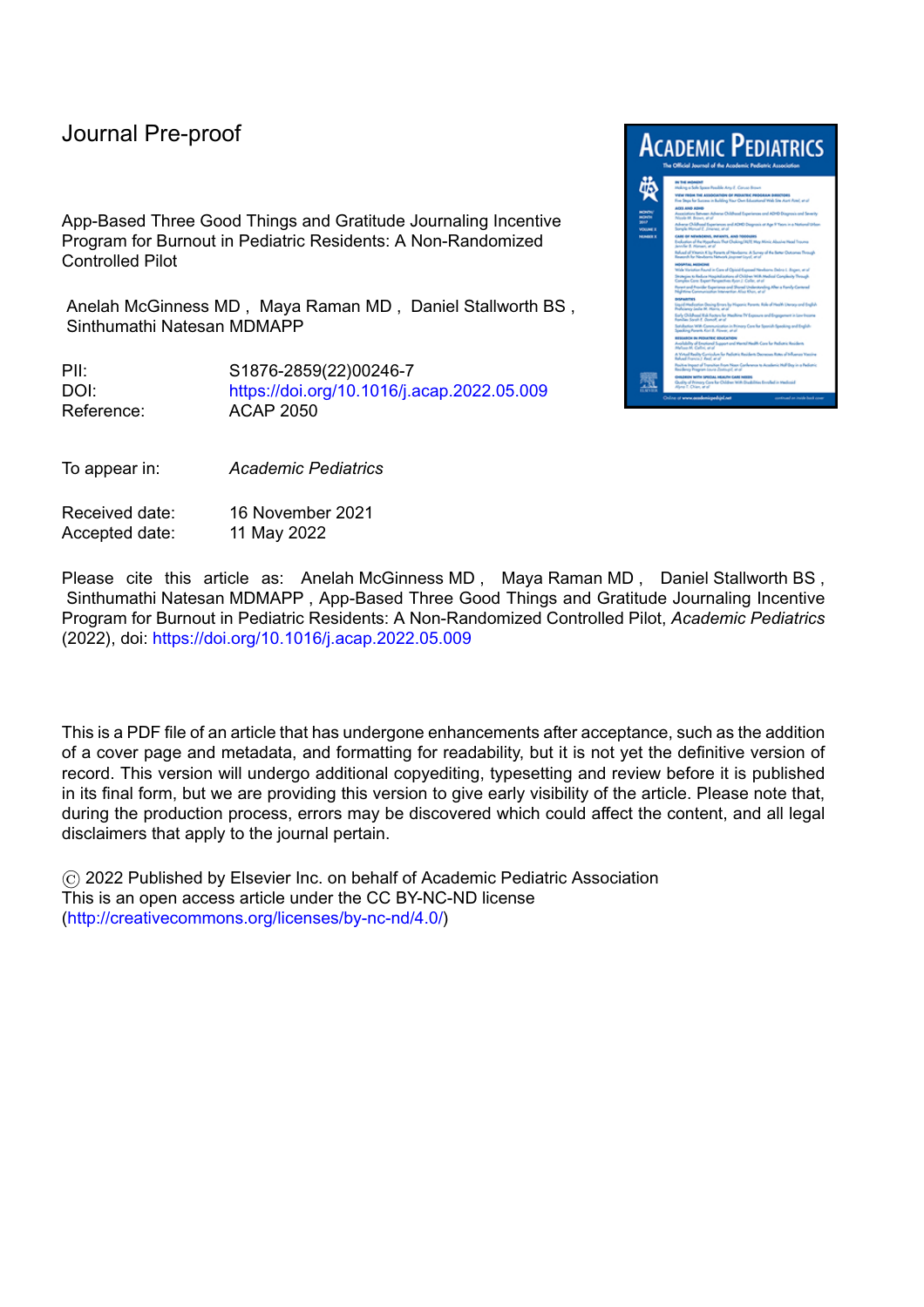Journal Pre-proof

App-Based Three Good Things and Gratitude Journaling Incentive Program for Burnout in Pediatric Residents: A Non-Randomized Controlled Pilot

Anelah McGinness MD , Maya Raman MD , Daniel Stallworth BS , Sinthumathi Natesan MDMAPP

PII: S1876-2859(22)00246-7
DOI: https://doi.org/10.1016/j.acap.2022.05.009
Reference: ACAP 2050

To appear in: *Academic Pediatrics*

Received date: 16 November 2021
Accepted date: 11 May 2022

Please cite this article as: Anelah McGinness MD , Maya Raman MD , Daniel Stallworth BS , Sinthumathi Natesan MDMAPP , App-Based Three Good Things and Gratitude Journaling Incentive Program for Burnout in Pediatric Residents: A Non-Randomized Controlled Pilot, *Academic Pediatrics* (2022), doi: https://doi.org/10.1016/j.acap.2022.05.009

This is a PDF file of an article that has undergone enhancements after acceptance, such as the addition of a cover page and metadata, and formatting for readability, but it is not yet the definitive version of record. This version will undergo additional copyediting, typesetting and review before it is published in its final form, but we are providing this version to give early visibility of the article. Please note that, during the production process, errors may be discovered which could affect the content, and all legal disclaimers that apply to the journal pertain.

© 2022 Published by Elsevier Inc. on behalf of Academic Pediatric Association
This is an open access article under the CC BY-NC-ND license (http://creativecommons.org/licenses/by-nc-nd/4.0/)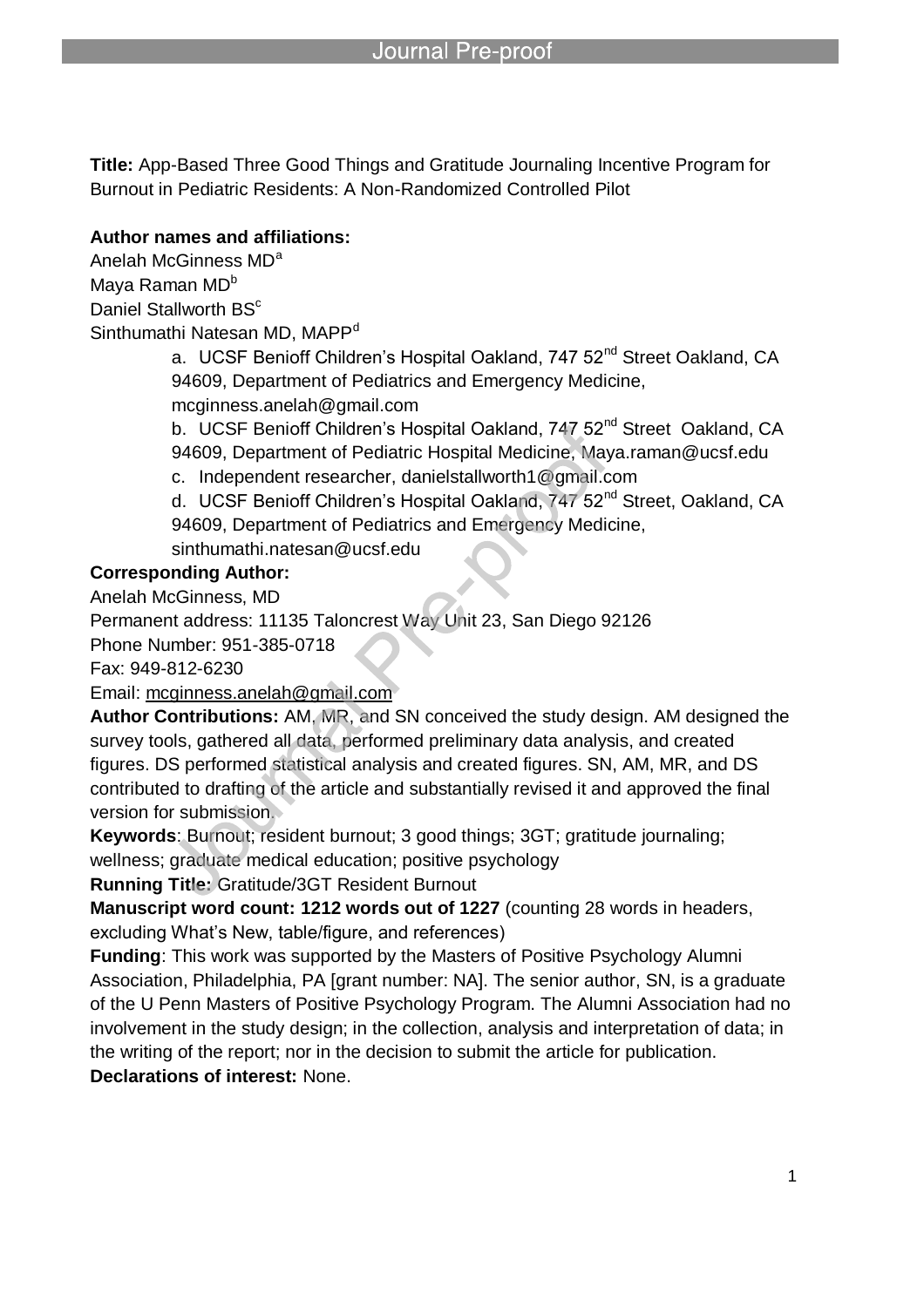**Title:** App-Based Three Good Things and Gratitude Journaling Incentive Program for Burnout in Pediatric Residents: A Non-Randomized Controlled Pilot

**Author names and affiliations:**

Anelah McGinness MD[a]
Maya Raman MD[b]
Daniel Stallworth BS[c]
Sinthumathi Natesan MD, MAPP[d]

a. UCSF Benioff Children's Hospital Oakland, 747 52nd Street Oakland, CA 94609, Department of Pediatrics and Emergency Medicine, mcginness.anelah@gmail.com

b. UCSF Benioff Children's Hospital Oakland, 747 52nd Street Oakland, CA 94609, Department of Pediatric Hospital Medicine, Maya.raman@ucsf.edu

c. Independent researcher, danielstallworth1@gmail.com

d. UCSF Benioff Children's Hospital Oakland, 747 52nd Street, Oakland, CA 94609, Department of Pediatrics and Emergency Medicine, sinthumathi.natesan@ucsf.edu

**Corresponding Author:**

Anelah McGinness, MD
Permanent address: 11135 Taloncrest Way Unit 23, San Diego 92126
Phone Number: 951-385-0718
Fax: 949-812-6230
Email: mcginness.anelah@gmail.com

**Author Contributions:** AM, MR, and SN conceived the study design. AM designed the survey tools, gathered all data, performed preliminary data analysis, and created figures. DS performed statistical analysis and created figures. SN, AM, MR, and DS contributed to drafting of the article and substantially revised it and approved the final version for submission.

**Keywords**: Burnout; resident burnout; 3 good things; 3GT; gratitude journaling; wellness; graduate medical education; positive psychology

**Running Title:** Gratitude/3GT Resident Burnout

**Manuscript word count: 1212 words out of 1227** (counting 28 words in headers, excluding What's New, table/figure, and references)

**Funding**: This work was supported by the Masters of Positive Psychology Alumni Association, Philadelphia, PA [grant number: NA]. The senior author, SN, is a graduate of the U Penn Masters of Positive Psychology Program. The Alumni Association had no involvement in the study design; in the collection, analysis and interpretation of data; in the writing of the report; nor in the decision to submit the article for publication.

**Declarations of interest:** None.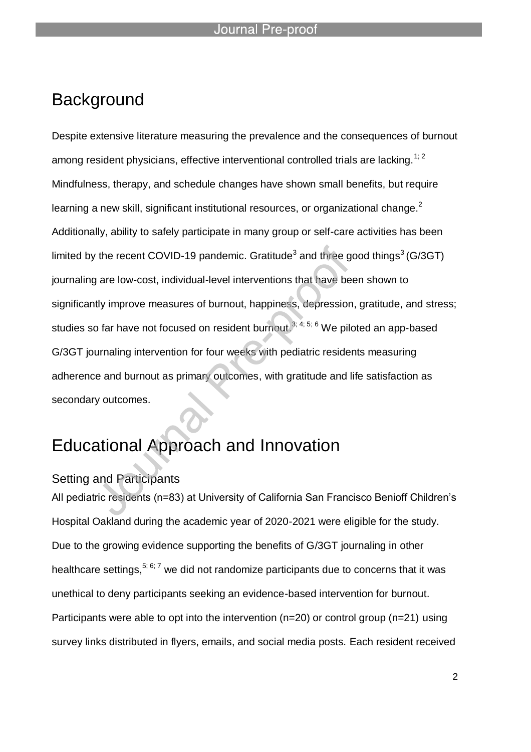## Background

Despite extensive literature measuring the prevalence and the consequences of burnout among resident physicians, effective interventional controlled trials are lacking.[1; 2] Mindfulness, therapy, and schedule changes have shown small benefits, but require learning a new skill, significant institutional resources, or organizational change.[2] Additionally, ability to safely participate in many group or self-care activities has been limited by the recent COVID-19 pandemic. Gratitude[3] and three good things[3] (G/3GT) journaling are low-cost, individual-level interventions that have been shown to significantly improve measures of burnout, happiness, depression, gratitude, and stress; studies so far have not focused on resident burnout.[3; 4; 5; 6] We piloted an app-based G/3GT journaling intervention for four weeks with pediatric residents measuring adherence and burnout as primary outcomes, with gratitude and life satisfaction as secondary outcomes.

## Educational Approach and Innovation

### Setting and Participants

All pediatric residents (n=83) at University of California San Francisco Benioff Children's Hospital Oakland during the academic year of 2020-2021 were eligible for the study. Due to the growing evidence supporting the benefits of G/3GT journaling in other healthcare settings,[5; 6; 7] we did not randomize participants due to concerns that it was unethical to deny participants seeking an evidence-based intervention for burnout. Participants were able to opt into the intervention (n=20) or control group (n=21) using survey links distributed in flyers, emails, and social media posts. Each resident received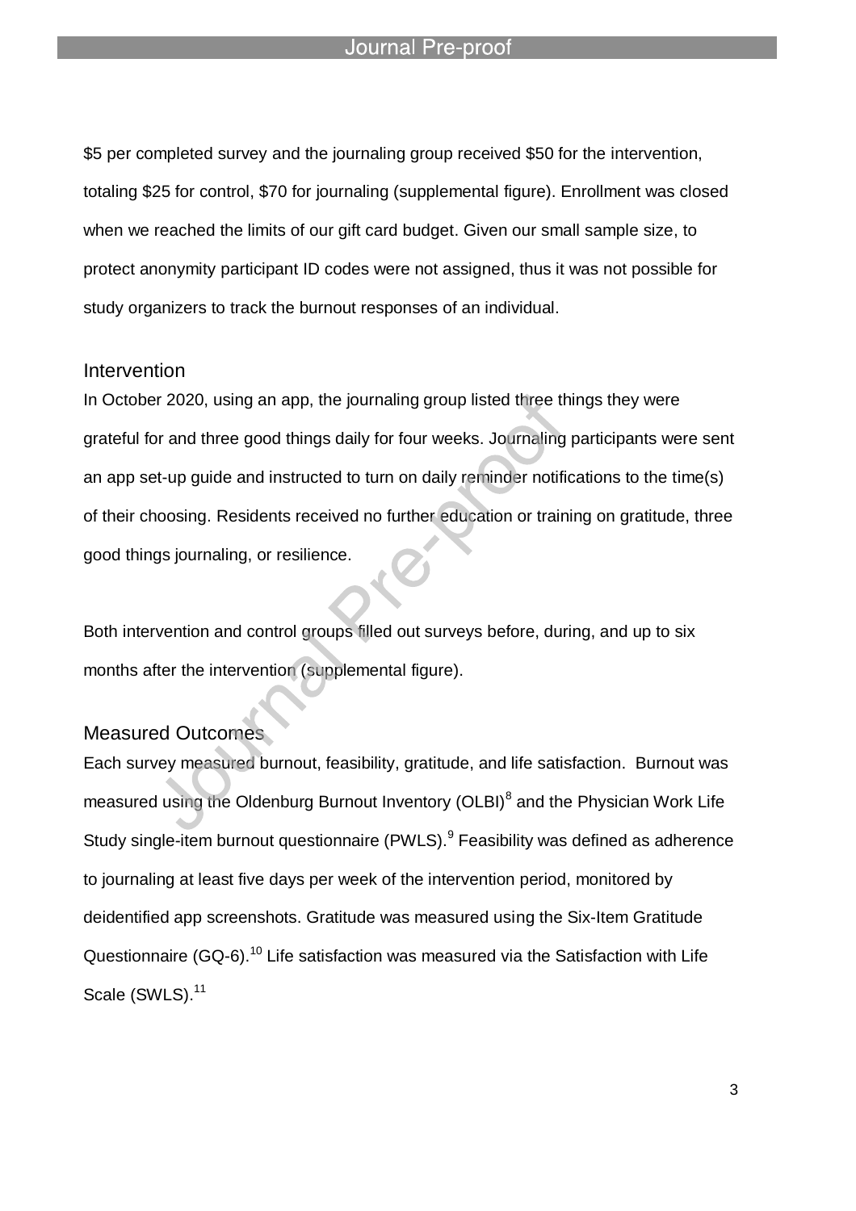$5 per completed survey and the journaling group received $50 for the intervention, totaling $25 for control, $70 for journaling (supplemental figure). Enrollment was closed when we reached the limits of our gift card budget. Given our small sample size, to protect anonymity participant ID codes were not assigned, thus it was not possible for study organizers to track the burnout responses of an individual.

## Intervention

In October 2020, using an app, the journaling group listed three things they were grateful for and three good things daily for four weeks. Journaling participants were sent an app set-up guide and instructed to turn on daily reminder notifications to the time(s) of their choosing. Residents received no further education or training on gratitude, three good things journaling, or resilience.

Both intervention and control groups filled out surveys before, during, and up to six months after the intervention (supplemental figure).

## Measured Outcomes

Each survey measured burnout, feasibility, gratitude, and life satisfaction. Burnout was measured using the Oldenburg Burnout Inventory (OLBI)[8] and the Physician Work Life Study single-item burnout questionnaire (PWLS).[9] Feasibility was defined as adherence to journaling at least five days per week of the intervention period, monitored by deidentified app screenshots. Gratitude was measured using the Six-Item Gratitude Questionnaire (GQ-6).[10] Life satisfaction was measured via the Satisfaction with Life Scale (SWLS).[11]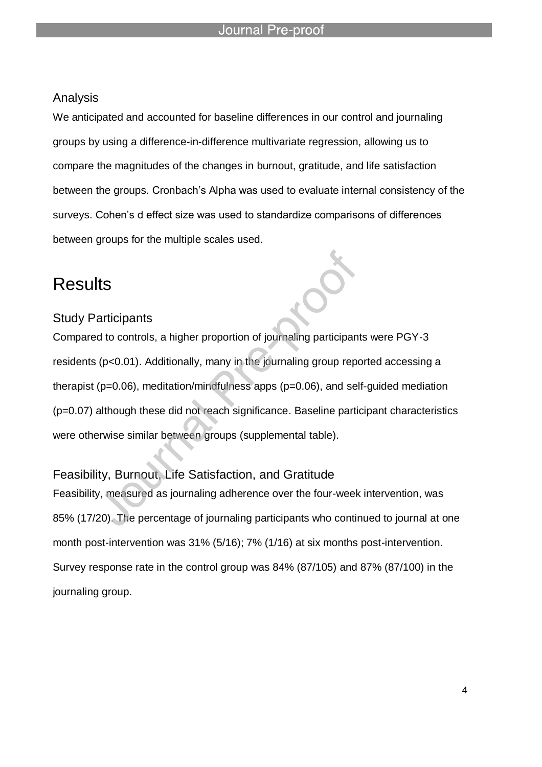### Analysis

We anticipated and accounted for baseline differences in our control and journaling groups by using a difference-in-difference multivariate regression, allowing us to compare the magnitudes of the changes in burnout, gratitude, and life satisfaction between the groups. Cronbach's Alpha was used to evaluate internal consistency of the surveys. Cohen's d effect size was used to standardize comparisons of differences between groups for the multiple scales used.

## Results

### Study Participants

Compared to controls, a higher proportion of journaling participants were PGY-3 residents ($p<0.01$). Additionally, many in the journaling group reported accessing a therapist ($p=0.06$), meditation/mindfulness apps ($p=0.06$), and self-guided mediation ($p=0.07$) although these did not reach significance. Baseline participant characteristics were otherwise similar between groups (supplemental table).

### Feasibility, Burnout, Life Satisfaction, and Gratitude

Feasibility, measured as journaling adherence over the four-week intervention, was 85% (17/20). The percentage of journaling participants who continued to journal at one month post-intervention was 31% (5/16); 7% (1/16) at six months post-intervention. Survey response rate in the control group was 84% (87/105) and 87% (87/100) in the journaling group.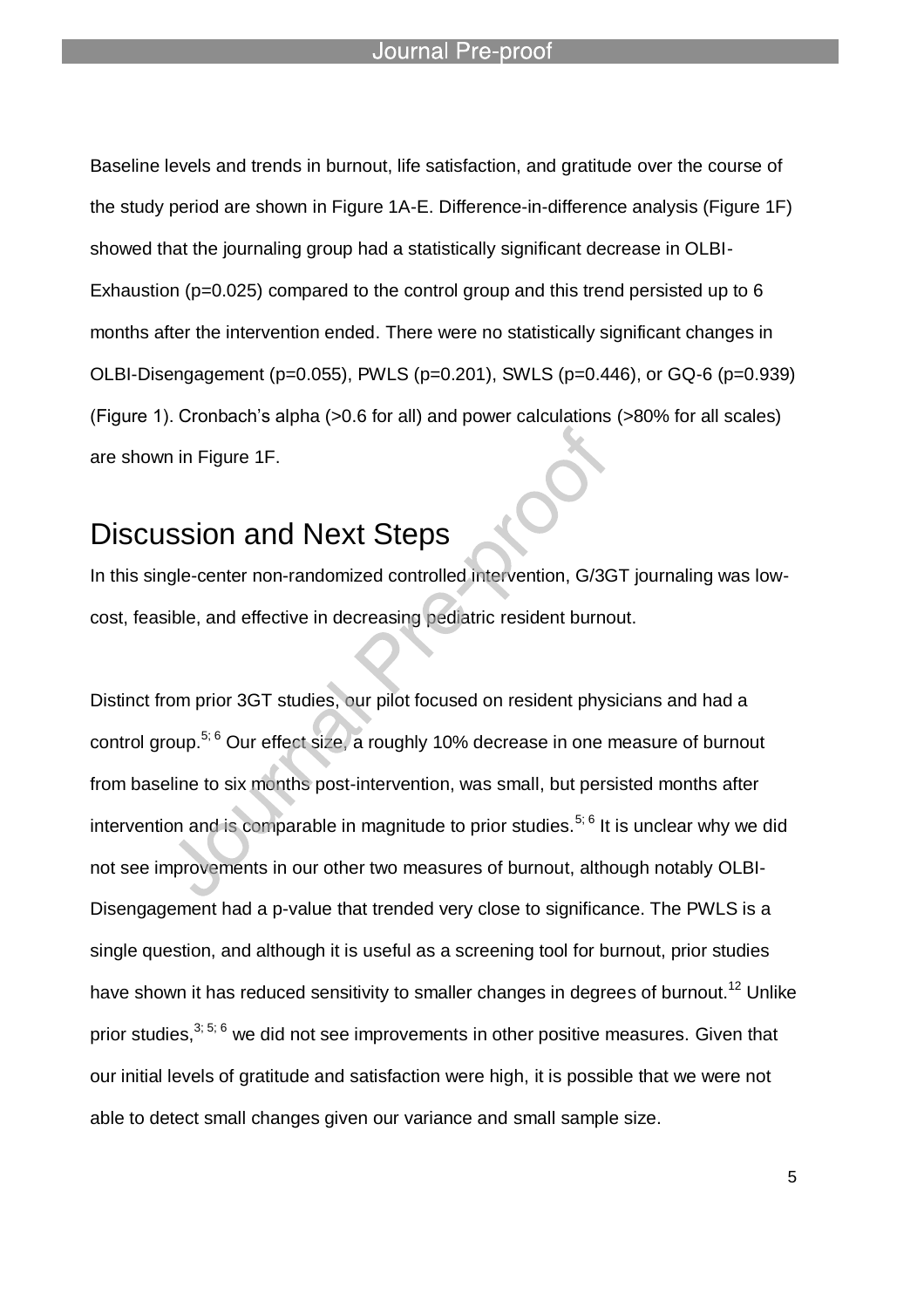Baseline levels and trends in burnout, life satisfaction, and gratitude over the course of the study period are shown in Figure 1A-E. Difference-in-difference analysis (Figure 1F) showed that the journaling group had a statistically significant decrease in OLBI-Exhaustion ($p=0.025$) compared to the control group and this trend persisted up to 6 months after the intervention ended. There were no statistically significant changes in OLBI-Disengagement ($p=0.055$), PWLS ($p=0.201$), SWLS ($p=0.446$), or GQ-6 ($p=0.939$) (Figure 1). Cronbach's alpha (>0.6 for all) and power calculations (>80% for all scales) are shown in Figure 1F.

## Discussion and Next Steps

In this single-center non-randomized controlled intervention, G/3GT journaling was low-cost, feasible, and effective in decreasing pediatric resident burnout.

Distinct from prior 3GT studies, our pilot focused on resident physicians and had a control group.[5; 6] Our effect size, a roughly 10% decrease in one measure of burnout from baseline to six months post-intervention, was small, but persisted months after intervention and is comparable in magnitude to prior studies.[5; 6] It is unclear why we did not see improvements in our other two measures of burnout, although notably OLBI-Disengagement had a p-value that trended very close to significance. The PWLS is a single question, and although it is useful as a screening tool for burnout, prior studies have shown it has reduced sensitivity to smaller changes in degrees of burnout.[12] Unlike prior studies,[3; 5; 6] we did not see improvements in other positive measures. Given that our initial levels of gratitude and satisfaction were high, it is possible that we were not able to detect small changes given our variance and small sample size.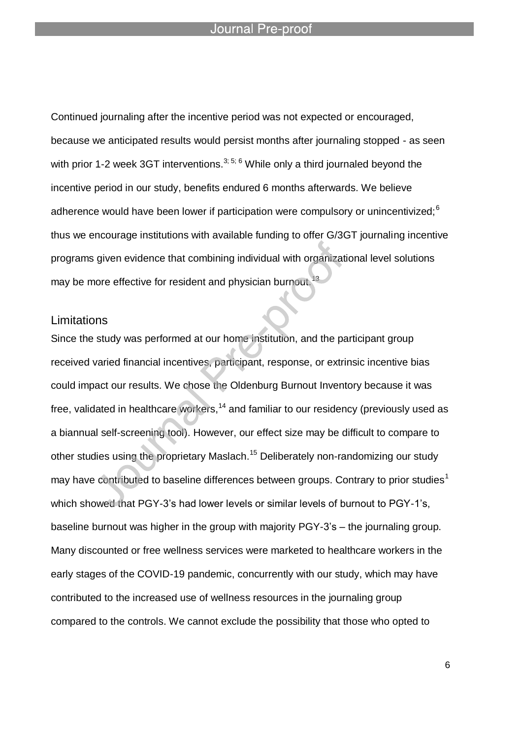Continued journaling after the incentive period was not expected or encouraged, because we anticipated results would persist months after journaling stopped - as seen with prior 1-2 week 3GT interventions.[3; 5; 6] While only a third journaled beyond the incentive period in our study, benefits endured 6 months afterwards. We believe adherence would have been lower if participation were compulsory or unincentivized;[6] thus we encourage institutions with available funding to offer G/3GT journaling incentive programs given evidence that combining individual with organizational level solutions may be more effective for resident and physician burnout.[13]

## Limitations

Since the study was performed at our home institution, and the participant group received varied financial incentives, participant, response, or extrinsic incentive bias could impact our results. We chose the Oldenburg Burnout Inventory because it was free, validated in healthcare workers,[14] and familiar to our residency (previously used as a biannual self-screening tool). However, our effect size may be difficult to compare to other studies using the proprietary Maslach.[15] Deliberately non-randomizing our study may have contributed to baseline differences between groups. Contrary to prior studies[1] which showed that PGY-3's had lower levels or similar levels of burnout to PGY-1's, baseline burnout was higher in the group with majority PGY-3's – the journaling group. Many discounted or free wellness services were marketed to healthcare workers in the early stages of the COVID-19 pandemic, concurrently with our study, which may have contributed to the increased use of wellness resources in the journaling group compared to the controls. We cannot exclude the possibility that those who opted to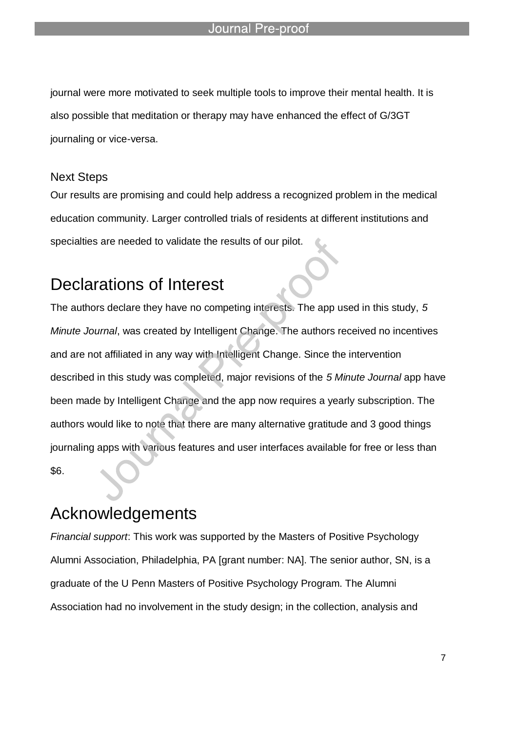journal were more motivated to seek multiple tools to improve their mental health. It is also possible that meditation or therapy may have enhanced the effect of G/3GT journaling or vice-versa.

### Next Steps

Our results are promising and could help address a recognized problem in the medical education community. Larger controlled trials of residents at different institutions and specialties are needed to validate the results of our pilot.

## Declarations of Interest

The authors declare they have no competing interests. The app used in this study, *5 Minute Journal*, was created by Intelligent Change. The authors received no incentives and are not affiliated in any way with Intelligent Change. Since the intervention described in this study was completed, major revisions of the *5 Minute Journal* app have been made by Intelligent Change and the app now requires a yearly subscription. The authors would like to note that there are many alternative gratitude and 3 good things journaling apps with various features and user interfaces available for free or less than $6.

## Acknowledgements

*Financial support*: This work was supported by the Masters of Positive Psychology Alumni Association, Philadelphia, PA [grant number: NA]. The senior author, SN, is a graduate of the U Penn Masters of Positive Psychology Program. The Alumni Association had no involvement in the study design; in the collection, analysis and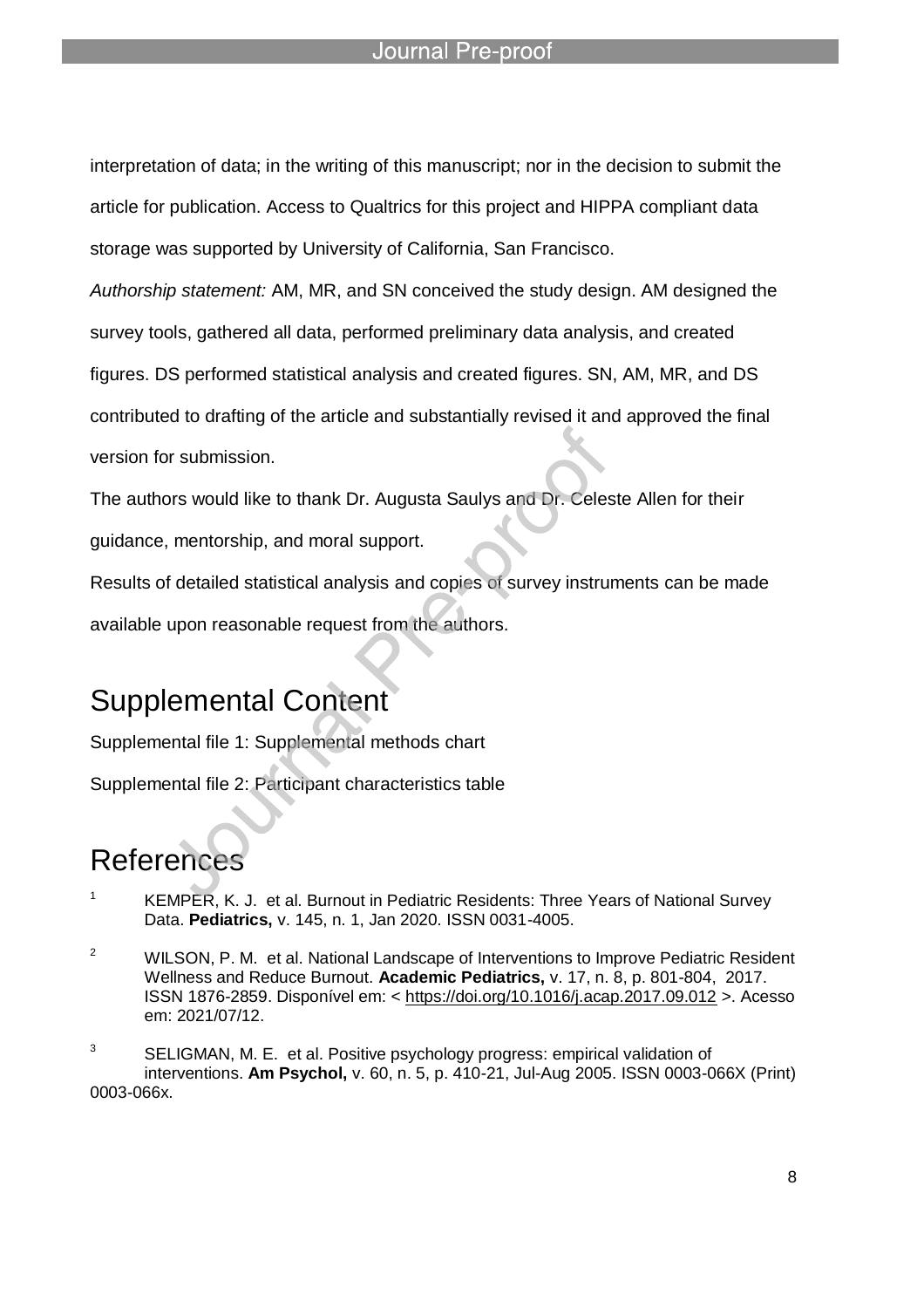interpretation of data; in the writing of this manuscript; nor in the decision to submit the article for publication. Access to Qualtrics for this project and HIPPA compliant data storage was supported by University of California, San Francisco.

*Authorship statement:* AM, MR, and SN conceived the study design. AM designed the survey tools, gathered all data, performed preliminary data analysis, and created figures. DS performed statistical analysis and created figures. SN, AM, MR, and DS contributed to drafting of the article and substantially revised it and approved the final version for submission.

The authors would like to thank Dr. Augusta Saulys and Dr. Celeste Allen for their guidance, mentorship, and moral support.

Results of detailed statistical analysis and copies of survey instruments can be made available upon reasonable request from the authors.

# Supplemental Content

Supplemental file 1: Supplemental methods chart

Supplemental file 2: Participant characteristics table

# References

[1] KEMPER, K. J. et al. Burnout in Pediatric Residents: Three Years of National Survey Data. **Pediatrics,** v. 145, n. 1, Jan 2020. ISSN 0031-4005.

[2] WILSON, P. M. et al. National Landscape of Interventions to Improve Pediatric Resident Wellness and Reduce Burnout. **Academic Pediatrics,** v. 17, n. 8, p. 801-804, 2017. ISSN 1876-2859. Disponível em: < https://doi.org/10.1016/j.acap.2017.09.012 >. Acesso em: 2021/07/12.

[3] SELIGMAN, M. E. et al. Positive psychology progress: empirical validation of interventions. **Am Psychol,** v. 60, n. 5, p. 410-21, Jul-Aug 2005. ISSN 0003-066X (Print) 0003-066x.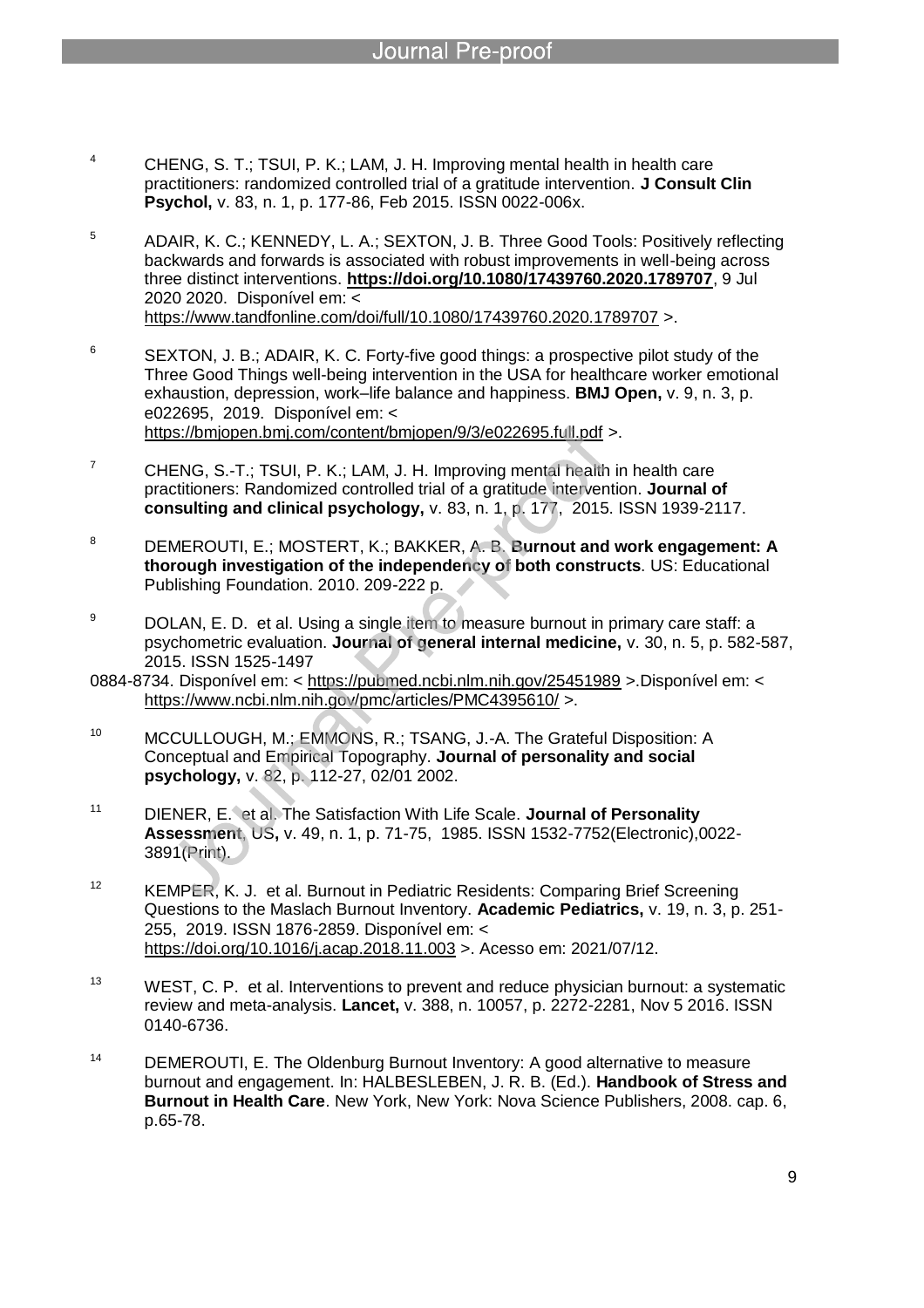4 CHENG, S. T.; TSUI, P. K.; LAM, J. H. Improving mental health in health care practitioners: randomized controlled trial of a gratitude intervention. **J Consult Clin Psychol,** v. 83, n. 1, p. 177-86, Feb 2015. ISSN 0022-006x.

5 ADAIR, K. C.; KENNEDY, L. A.; SEXTON, J. B. Three Good Tools: Positively reflecting backwards and forwards is associated with robust improvements in well-being across three distinct interventions. **https://doi.org/10.1080/17439760.2020.1789707**, 9 Jul 2020 2020. Disponível em: < https://www.tandfonline.com/doi/full/10.1080/17439760.2020.1789707 >.

6 SEXTON, J. B.; ADAIR, K. C. Forty-five good things: a prospective pilot study of the Three Good Things well-being intervention in the USA for healthcare worker emotional exhaustion, depression, work–life balance and happiness. **BMJ Open,** v. 9, n. 3, p. e022695, 2019. Disponível em: < https://bmjopen.bmj.com/content/bmjopen/9/3/e022695.full.pdf >.

7 CHENG, S.-T.; TSUI, P. K.; LAM, J. H. Improving mental health in health care practitioners: Randomized controlled trial of a gratitude intervention. **Journal of consulting and clinical psychology,** v. 83, n. 1, p. 177, 2015. ISSN 1939-2117.

8 DEMEROUTI, E.; MOSTERT, K.; BAKKER, A. B. **Burnout and work engagement: A thorough investigation of the independency of both constructs**. US: Educational Publishing Foundation. 2010. 209-222 p.

9 DOLAN, E. D. et al. Using a single item to measure burnout in primary care staff: a psychometric evaluation. **Journal of general internal medicine,** v. 30, n. 5, p. 582-587, 2015. ISSN 1525-1497
0884-8734. Disponível em: < https://pubmed.ncbi.nlm.nih.gov/25451989 >.Disponível em: < https://www.ncbi.nlm.nih.gov/pmc/articles/PMC4395610/ >.

10 MCCULLOUGH, M.; EMMONS, R.; TSANG, J.-A. The Grateful Disposition: A Conceptual and Empirical Topography. **Journal of personality and social psychology,** v. 82, p. 112-27, 02/01 2002.

11 DIENER, E. et al. The Satisfaction With Life Scale. **Journal of Personality Assessment**, US**,** v. 49, n. 1, p. 71-75, 1985. ISSN 1532-7752(Electronic),0022-3891(Print).

12 KEMPER, K. J. et al. Burnout in Pediatric Residents: Comparing Brief Screening Questions to the Maslach Burnout Inventory. **Academic Pediatrics,** v. 19, n. 3, p. 251-255, 2019. ISSN 1876-2859. Disponível em: < https://doi.org/10.1016/j.acap.2018.11.003 >. Acesso em: 2021/07/12.

13 WEST, C. P. et al. Interventions to prevent and reduce physician burnout: a systematic review and meta-analysis. **Lancet,** v. 388, n. 10057, p. 2272-2281, Nov 5 2016. ISSN 0140-6736.

14 DEMEROUTI, E. The Oldenburg Burnout Inventory: A good alternative to measure burnout and engagement. In: HALBESLEBEN, J. R. B. (Ed.). **Handbook of Stress and Burnout in Health Care**. New York, New York: Nova Science Publishers, 2008. cap. 6, p.65-78.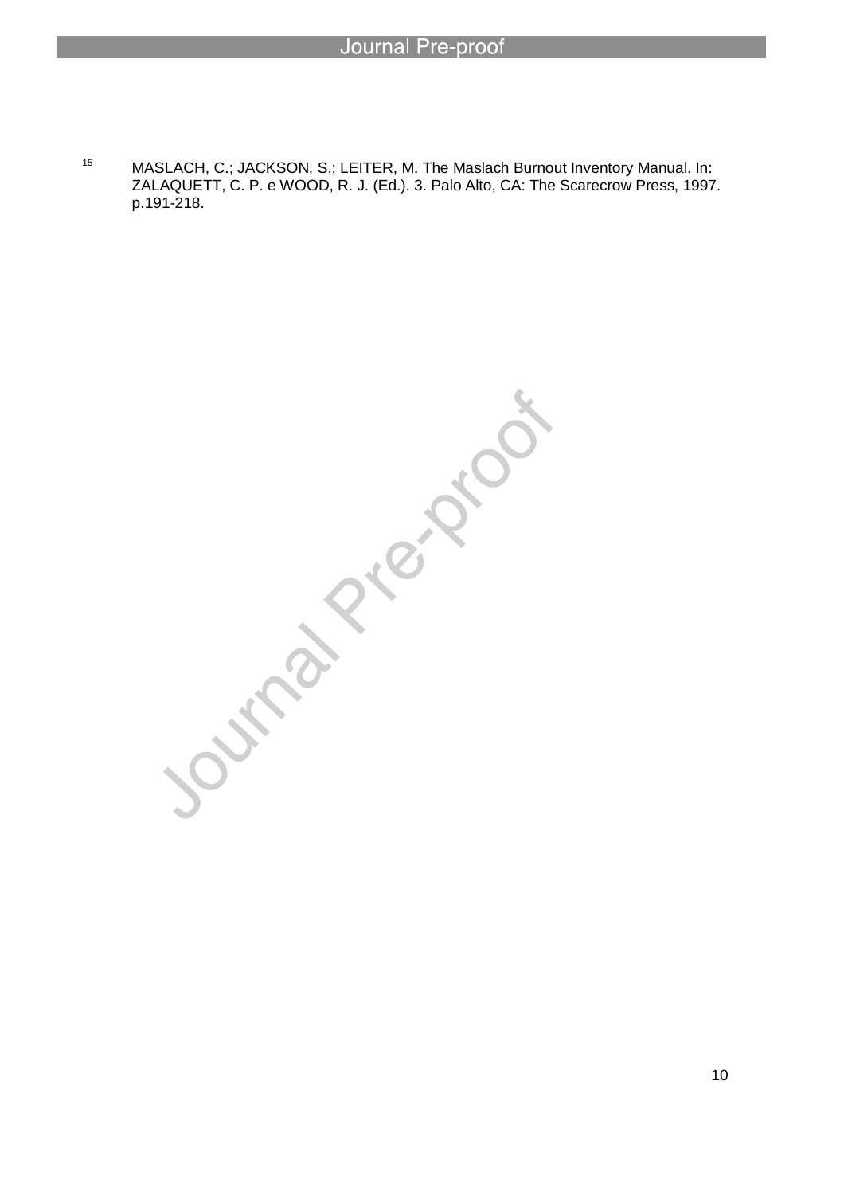15 MASLACH, C.; JACKSON, S.; LEITER, M. The Maslach Burnout Inventory Manual. In: ZALAQUETT, C. P. e WOOD, R. J. (Ed.). 3. Palo Alto, CA: The Scarecrow Press, 1997. p.191-218.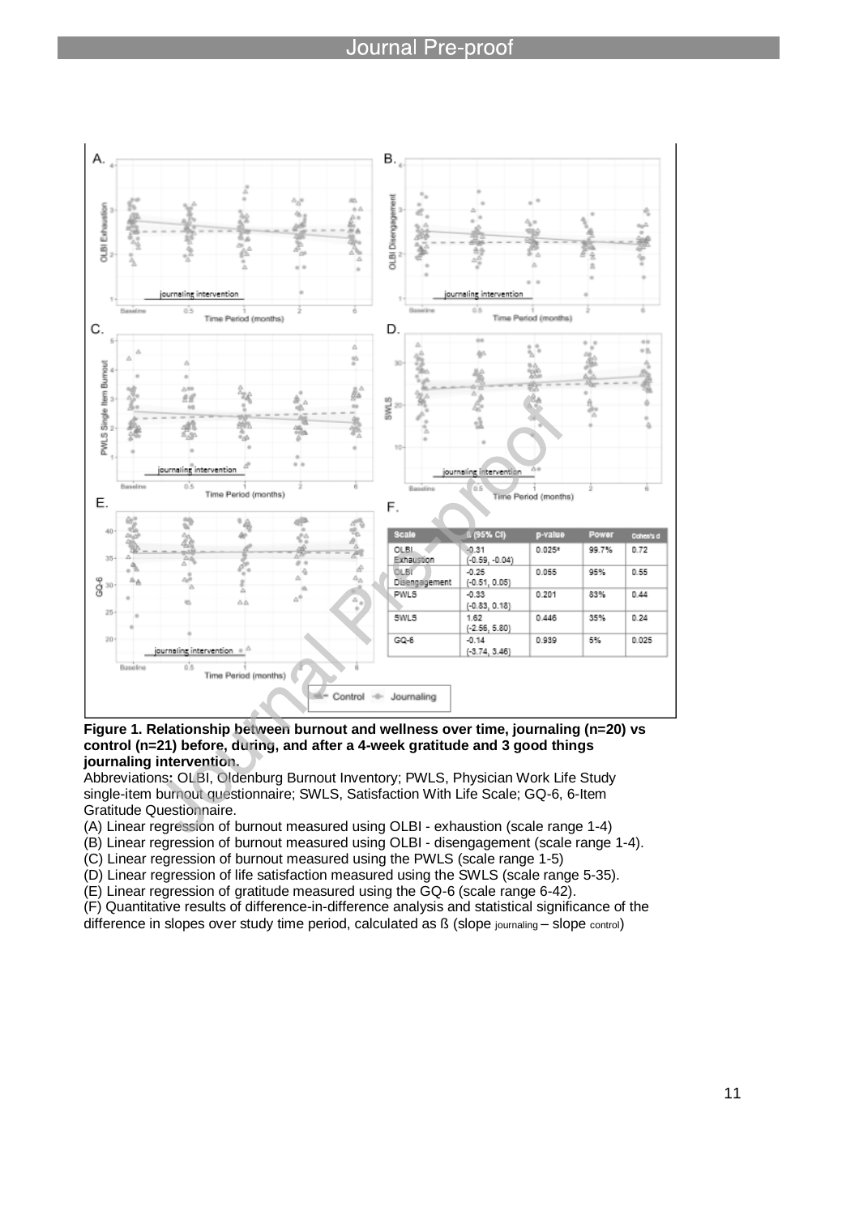A.

OLBI Exhaustion

journaling intervention

Baseline 0.5 1 2 6

Time Period (months)

B.

OLBI Disengagement

journaling intervention

Baseline 0.5 1 2 6

Time Period (months)

C.

PWLS Single Item Burnout

journaling intervention

Baseline 0.5 1 2 6

Time Period (months)

D.

SWLS

journaling intervention

Baseline 0.5 1 2 6

Time Period (months)

E.

GQ-6

journaling intervention

Baseline 0.5 1 2 6

Time Period (months)

F.

| Scale | ß (95% CI) | p-value | Power | Cohen's d |
|---|---|---|---|---|
| OLBI Exhaustion | -0.31 (-0.59, -0.04) | 0.025* | 99.7% | 0.72 |
| OLBI Disengagement | -0.25 (-0.51, 0.05) | 0.055 | 95% | 0.55 |
| PWLS | -0.33 (-0.83, 0.18) | 0.201 | 83% | 0.44 |
| SWLS | 1.62 (-2.56, 5.80) | 0.446 | 35% | 0.24 |
| GQ-6 | -0.14 (-3.74, 3.46) | 0.939 | 5% | 0.025 |

Control Journaling

**Figure 1. Relationship between burnout and wellness over time, journaling (n=20) vs control (n=21) before, during, and after a 4-week gratitude and 3 good things journaling intervention.**

Abbreviations: OLBI, Oldenburg Burnout Inventory; PWLS, Physician Work Life Study single-item burnout questionnaire; SWLS, Satisfaction With Life Scale; GQ-6, 6-Item Gratitude Questionnaire.

(A) Linear regression of burnout measured using OLBI - exhaustion (scale range 1-4)

(B) Linear regression of burnout measured using OLBI - disengagement (scale range 1-4).

(C) Linear regression of burnout measured using the PWLS (scale range 1-5)

(D) Linear regression of life satisfaction measured using the SWLS (scale range 5-35).

(E) Linear regression of gratitude measured using the GQ-6 (scale range 6-42).

(F) Quantitative results of difference-in-difference analysis and statistical significance of the difference in slopes over study time period, calculated as ß (slope $_{journaling}$ – slope $_{control}$)